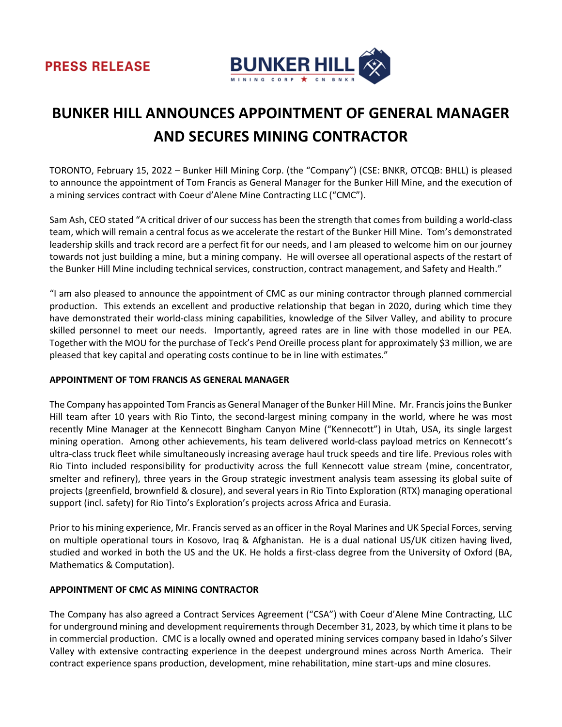PRESS RELEASE

BUNKER HILL MINING CORP ★ CN BNKR

# BUNKER HILL ANNOUNCES APPOINTMENT OF GENERAL MANAGER AND SECURES MINING CONTRACTOR

TORONTO, February 15, 2022 – Bunker Hill Mining Corp. (the "Company") (CSE: BNKR, OTCQB: BHLL) is pleased to announce the appointment of Tom Francis as General Manager for the Bunker Hill Mine, and the execution of a mining services contract with Coeur d'Alene Mine Contracting LLC ("CMC").

Sam Ash, CEO stated "A critical driver of our success has been the strength that comes from building a world-class team, which will remain a central focus as we accelerate the restart of the Bunker Hill Mine. Tom's demonstrated leadership skills and track record are a perfect fit for our needs, and I am pleased to welcome him on our journey towards not just building a mine, but a mining company. He will oversee all operational aspects of the restart of the Bunker Hill Mine including technical services, construction, contract management, and Safety and Health."

"I am also pleased to announce the appointment of CMC as our mining contractor through planned commercial production. This extends an excellent and productive relationship that began in 2020, during which time they have demonstrated their world-class mining capabilities, knowledge of the Silver Valley, and ability to procure skilled personnel to meet our needs. Importantly, agreed rates are in line with those modelled in our PEA. Together with the MOU for the purchase of Teck's Pend Oreille process plant for approximately $3 million, we are pleased that key capital and operating costs continue to be in line with estimates."

**APPOINTMENT OF TOM FRANCIS AS GENERAL MANAGER**

The Company has appointed Tom Francis as General Manager of the Bunker Hill Mine. Mr. Francis joins the Bunker Hill team after 10 years with Rio Tinto, the second-largest mining company in the world, where he was most recently Mine Manager at the Kennecott Bingham Canyon Mine ("Kennecott") in Utah, USA, its single largest mining operation. Among other achievements, his team delivered world-class payload metrics on Kennecott's ultra-class truck fleet while simultaneously increasing average haul truck speeds and tire life. Previous roles with Rio Tinto included responsibility for productivity across the full Kennecott value stream (mine, concentrator, smelter and refinery), three years in the Group strategic investment analysis team assessing its global suite of projects (greenfield, brownfield & closure), and several years in Rio Tinto Exploration (RTX) managing operational support (incl. safety) for Rio Tinto's Exploration's projects across Africa and Eurasia.

Prior to his mining experience, Mr. Francis served as an officer in the Royal Marines and UK Special Forces, serving on multiple operational tours in Kosovo, Iraq & Afghanistan. He is a dual national US/UK citizen having lived, studied and worked in both the US and the UK. He holds a first-class degree from the University of Oxford (BA, Mathematics & Computation).

**APPOINTMENT OF CMC AS MINING CONTRACTOR**

The Company has also agreed a Contract Services Agreement ("CSA") with Coeur d'Alene Mine Contracting, LLC for underground mining and development requirements through December 31, 2023, by which time it plans to be in commercial production. CMC is a locally owned and operated mining services company based in Idaho's Silver Valley with extensive contracting experience in the deepest underground mines across North America. Their contract experience spans production, development, mine rehabilitation, mine start-ups and mine closures.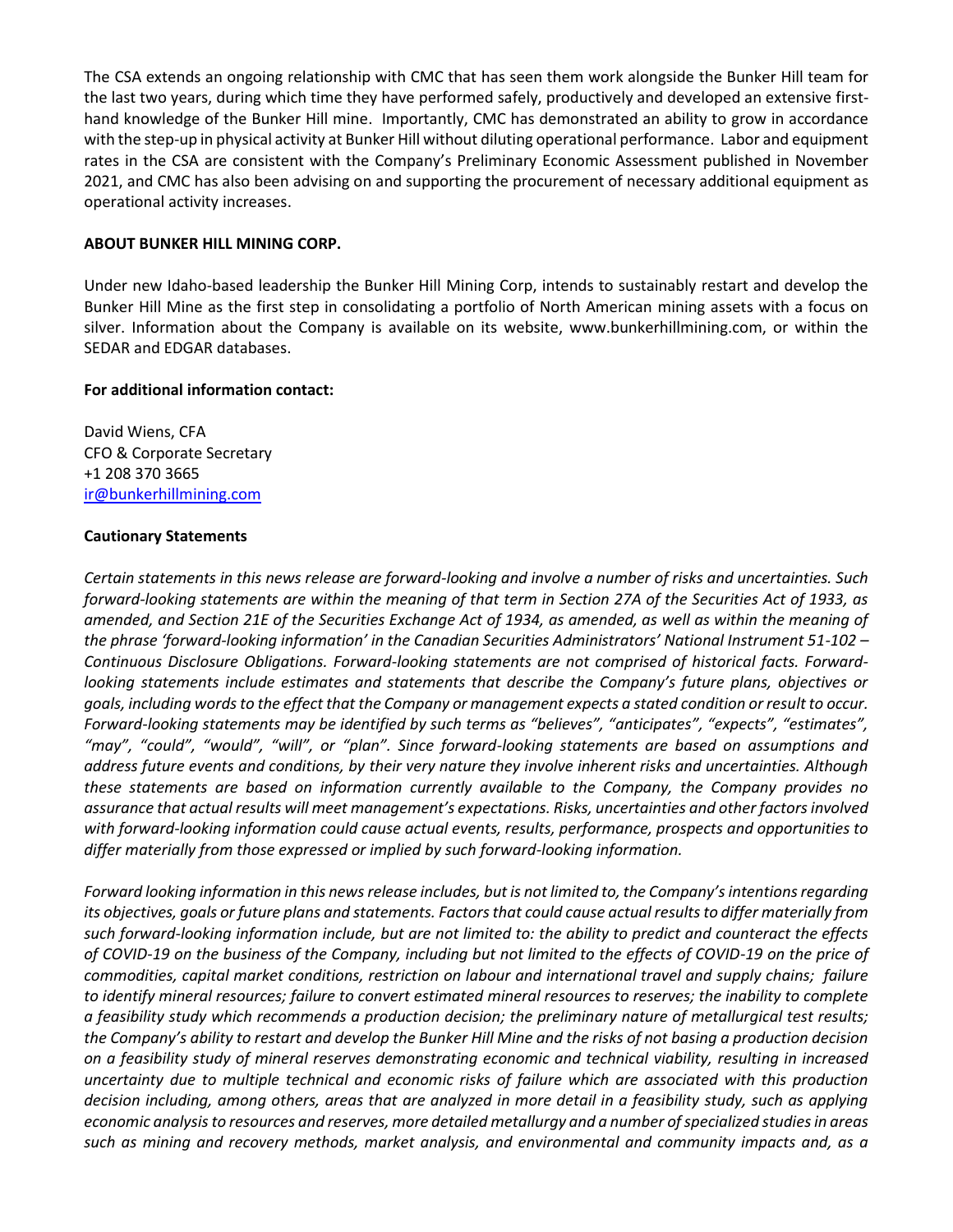The CSA extends an ongoing relationship with CMC that has seen them work alongside the Bunker Hill team for the last two years, during which time they have performed safely, productively and developed an extensive first-hand knowledge of the Bunker Hill mine. Importantly, CMC has demonstrated an ability to grow in accordance with the step-up in physical activity at Bunker Hill without diluting operational performance. Labor and equipment rates in the CSA are consistent with the Company's Preliminary Economic Assessment published in November 2021, and CMC has also been advising on and supporting the procurement of necessary additional equipment as operational activity increases.

**ABOUT BUNKER HILL MINING CORP.**

Under new Idaho-based leadership the Bunker Hill Mining Corp, intends to sustainably restart and develop the Bunker Hill Mine as the first step in consolidating a portfolio of North American mining assets with a focus on silver. Information about the Company is available on its website, www.bunkerhillmining.com, or within the SEDAR and EDGAR databases.

**For additional information contact:**

David Wiens, CFA
CFO & Corporate Secretary
+1 208 370 3665
ir@bunkerhillmining.com

**Cautionary Statements**

*Certain statements in this news release are forward-looking and involve a number of risks and uncertainties. Such forward-looking statements are within the meaning of that term in Section 27A of the Securities Act of 1933, as amended, and Section 21E of the Securities Exchange Act of 1934, as amended, as well as within the meaning of the phrase 'forward-looking information' in the Canadian Securities Administrators' National Instrument 51-102 – Continuous Disclosure Obligations. Forward-looking statements are not comprised of historical facts. Forward-looking statements include estimates and statements that describe the Company's future plans, objectives or goals, including words to the effect that the Company or management expects a stated condition or result to occur. Forward-looking statements may be identified by such terms as "believes", "anticipates", "expects", "estimates", "may", "could", "would", "will", or "plan". Since forward-looking statements are based on assumptions and address future events and conditions, by their very nature they involve inherent risks and uncertainties. Although these statements are based on information currently available to the Company, the Company provides no assurance that actual results will meet management's expectations. Risks, uncertainties and other factors involved with forward-looking information could cause actual events, results, performance, prospects and opportunities to differ materially from those expressed or implied by such forward-looking information.*

*Forward looking information in this news release includes, but is not limited to, the Company's intentions regarding its objectives, goals or future plans and statements. Factors that could cause actual results to differ materially from such forward-looking information include, but are not limited to: the ability to predict and counteract the effects of COVID-19 on the business of the Company, including but not limited to the effects of COVID-19 on the price of commodities, capital market conditions, restriction on labour and international travel and supply chains; failure to identify mineral resources; failure to convert estimated mineral resources to reserves; the inability to complete a feasibility study which recommends a production decision; the preliminary nature of metallurgical test results; the Company's ability to restart and develop the Bunker Hill Mine and the risks of not basing a production decision on a feasibility study of mineral reserves demonstrating economic and technical viability, resulting in increased uncertainty due to multiple technical and economic risks of failure which are associated with this production decision including, among others, areas that are analyzed in more detail in a feasibility study, such as applying economic analysis to resources and reserves, more detailed metallurgy and a number of specialized studies in areas such as mining and recovery methods, market analysis, and environmental and community impacts and, as a*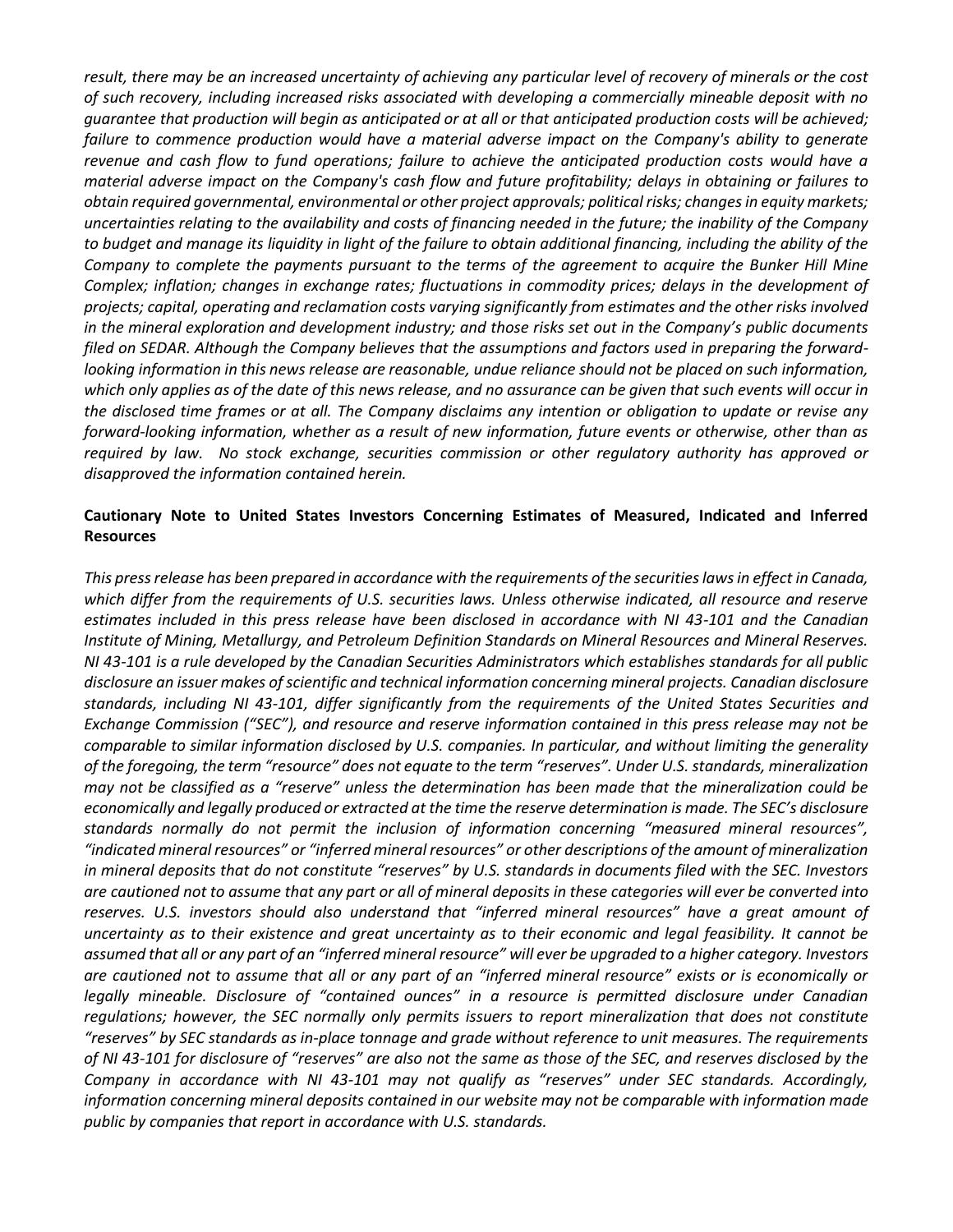*result, there may be an increased uncertainty of achieving any particular level of recovery of minerals or the cost of such recovery, including increased risks associated with developing a commercially mineable deposit with no guarantee that production will begin as anticipated or at all or that anticipated production costs will be achieved; failure to commence production would have a material adverse impact on the Company's ability to generate revenue and cash flow to fund operations; failure to achieve the anticipated production costs would have a material adverse impact on the Company's cash flow and future profitability; delays in obtaining or failures to obtain required governmental, environmental or other project approvals; political risks; changes in equity markets; uncertainties relating to the availability and costs of financing needed in the future; the inability of the Company to budget and manage its liquidity in light of the failure to obtain additional financing, including the ability of the Company to complete the payments pursuant to the terms of the agreement to acquire the Bunker Hill Mine Complex; inflation; changes in exchange rates; fluctuations in commodity prices; delays in the development of projects; capital, operating and reclamation costs varying significantly from estimates and the other risks involved in the mineral exploration and development industry; and those risks set out in the Company's public documents filed on SEDAR. Although the Company believes that the assumptions and factors used in preparing the forward-looking information in this news release are reasonable, undue reliance should not be placed on such information, which only applies as of the date of this news release, and no assurance can be given that such events will occur in the disclosed time frames or at all. The Company disclaims any intention or obligation to update or revise any forward-looking information, whether as a result of new information, future events or otherwise, other than as required by law. No stock exchange, securities commission or other regulatory authority has approved or disapproved the information contained herein.*

**Cautionary Note to United States Investors Concerning Estimates of Measured, Indicated and Inferred Resources**

*This press release has been prepared in accordance with the requirements of the securities laws in effect in Canada, which differ from the requirements of U.S. securities laws. Unless otherwise indicated, all resource and reserve estimates included in this press release have been disclosed in accordance with NI 43-101 and the Canadian Institute of Mining, Metallurgy, and Petroleum Definition Standards on Mineral Resources and Mineral Reserves. NI 43-101 is a rule developed by the Canadian Securities Administrators which establishes standards for all public disclosure an issuer makes of scientific and technical information concerning mineral projects. Canadian disclosure standards, including NI 43-101, differ significantly from the requirements of the United States Securities and Exchange Commission ("SEC"), and resource and reserve information contained in this press release may not be comparable to similar information disclosed by U.S. companies. In particular, and without limiting the generality of the foregoing, the term "resource" does not equate to the term "reserves". Under U.S. standards, mineralization may not be classified as a "reserve" unless the determination has been made that the mineralization could be economically and legally produced or extracted at the time the reserve determination is made. The SEC's disclosure standards normally do not permit the inclusion of information concerning "measured mineral resources", "indicated mineral resources" or "inferred mineral resources" or other descriptions of the amount of mineralization in mineral deposits that do not constitute "reserves" by U.S. standards in documents filed with the SEC. Investors are cautioned not to assume that any part or all of mineral deposits in these categories will ever be converted into reserves. U.S. investors should also understand that "inferred mineral resources" have a great amount of uncertainty as to their existence and great uncertainty as to their economic and legal feasibility. It cannot be assumed that all or any part of an "inferred mineral resource" will ever be upgraded to a higher category. Investors are cautioned not to assume that all or any part of an "inferred mineral resource" exists or is economically or legally mineable. Disclosure of "contained ounces" in a resource is permitted disclosure under Canadian regulations; however, the SEC normally only permits issuers to report mineralization that does not constitute "reserves" by SEC standards as in-place tonnage and grade without reference to unit measures. The requirements of NI 43-101 for disclosure of "reserves" are also not the same as those of the SEC, and reserves disclosed by the Company in accordance with NI 43-101 may not qualify as "reserves" under SEC standards. Accordingly, information concerning mineral deposits contained in our website may not be comparable with information made public by companies that report in accordance with U.S. standards.*